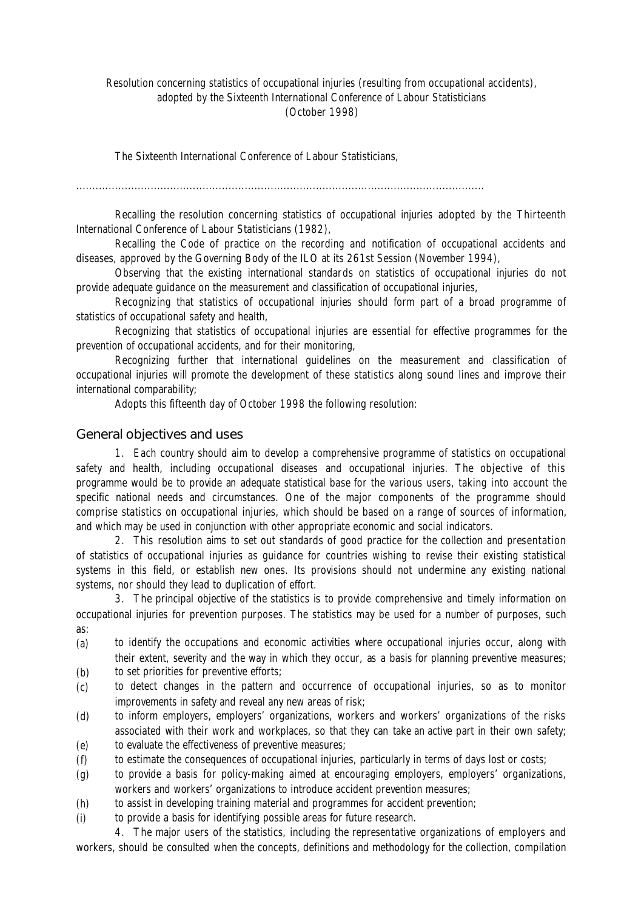Resolution concerning statistics of occupational injuries (resulting from occupational accidents), adopted by the Sixteenth International Conference of Labour Statisticians
(October 1998)

The Sixteenth International Conference of Labour Statisticians,

............................................................................................................................

Recalling the resolution concerning statistics of occupational injuries adopted by the Thirteenth International Conference of Labour Statisticians (1982),

Recalling the Code of practice on the recording and notification of occupational accidents and diseases, approved by the Governing Body of the ILO at its 261st Session (November 1994),

Observing that the existing international standards on statistics of occupational injuries do not provide adequate guidance on the measurement and classification of occupational injuries,

Recognizing that statistics of occupational injuries should form part of a broad programme of statistics of occupational safety and health,

Recognizing that statistics of occupational injuries are essential for effective programmes for the prevention of occupational accidents, and for their monitoring,

Recognizing further that international guidelines on the measurement and classification of occupational injuries will promote the development of these statistics along sound lines and improve their international comparability;

Adopts this fifteenth day of October 1998 the following resolution:

## General objectives and uses

1. Each country should aim to develop a comprehensive programme of statistics on occupational safety and health, including occupational diseases and occupational injuries. The objective of this programme would be to provide an adequate statistical base for the various users, taking into account the specific national needs and circumstances. One of the major components of the programme should comprise statistics on occupational injuries, which should be based on a range of sources of information, and which may be used in conjunction with other appropriate economic and social indicators.

2. This resolution aims to set out standards of good practice for the collection and presentation of statistics of occupational injuries as guidance for countries wishing to revise their existing statistical systems in this field, or establish new ones. Its provisions should not undermine any existing national systems, nor should they lead to duplication of effort.

3. The principal objective of the statistics is to provide comprehensive and timely information on occupational injuries for prevention purposes. The statistics may be used for a number of purposes, such as:

(a) to identify the occupations and economic activities where occupational injuries occur, along with their extent, severity and the way in which they occur, as a basis for planning preventive measures;

(b) to set priorities for preventive efforts;

(c) to detect changes in the pattern and occurrence of occupational injuries, so as to monitor improvements in safety and reveal any new areas of risk;

(d) to inform employers, employers' organizations, workers and workers' organizations of the risks associated with their work and workplaces, so that they can take an active part in their own safety;

(e) to evaluate the effectiveness of preventive measures;

(f) to estimate the consequences of occupational injuries, particularly in terms of days lost or costs;

(g) to provide a basis for policy-making aimed at encouraging employers, employers' organizations, workers and workers' organizations to introduce accident prevention measures;

(h) to assist in developing training material and programmes for accident prevention;

(i) to provide a basis for identifying possible areas for future research.

4. The major users of the statistics, including the representative organizations of employers and workers, should be consulted when the concepts, definitions and methodology for the collection, compilation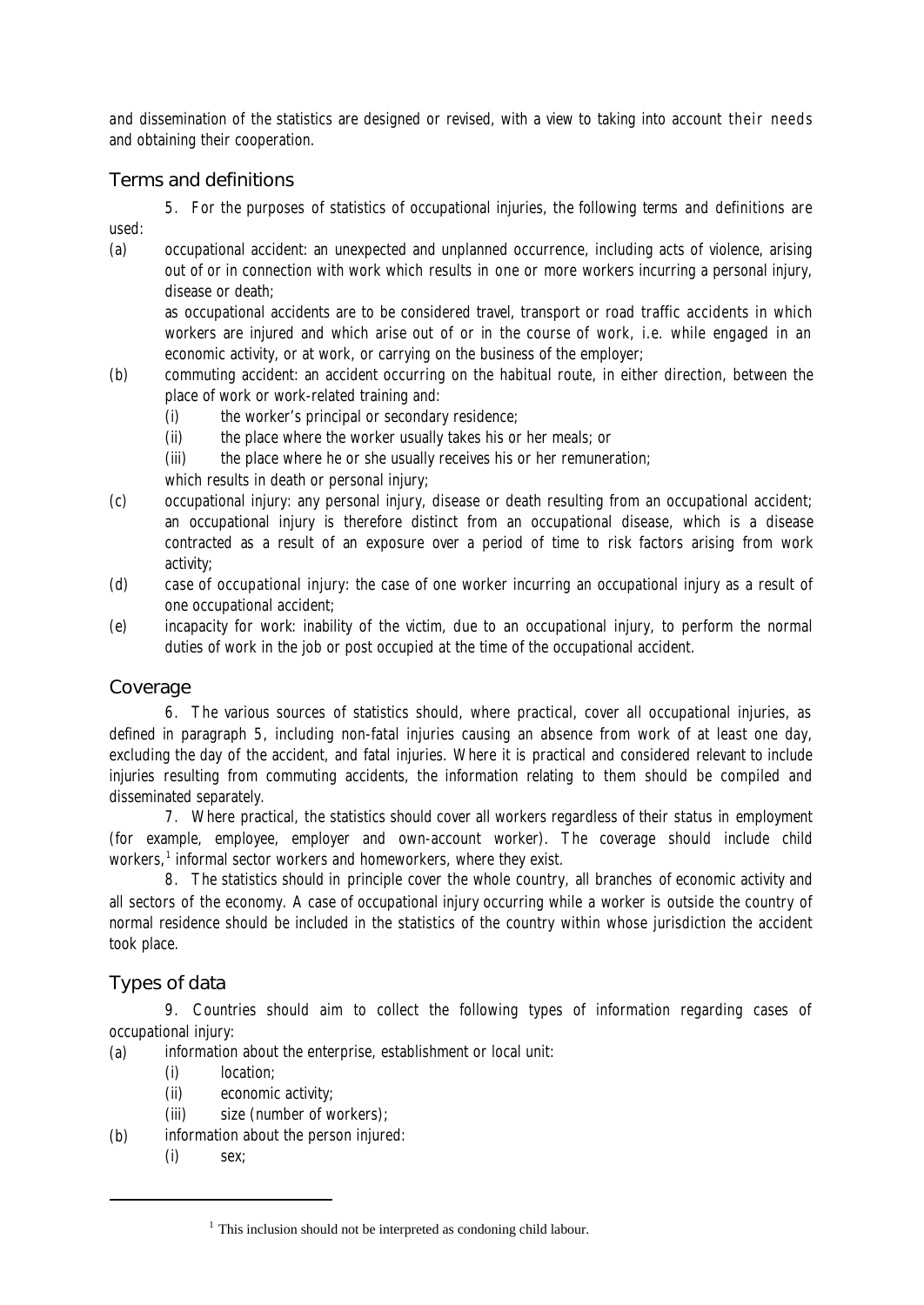and dissemination of the statistics are designed or revised, with a view to taking into account their needs and obtaining their cooperation.

## Terms and definitions

5. For the purposes of statistics of occupational injuries, the following terms and definitions are used:

(a) occupational accident: an unexpected and unplanned occurrence, including acts of violence, arising out of or in connection with work which results in one or more workers incurring a personal injury, disease or death;

as occupational accidents are to be considered travel, transport or road traffic accidents in which workers are injured and which arise out of or in the course of work, i.e. while engaged in an economic activity, or at work, or carrying on the business of the employer;

(b) commuting accident: an accident occurring on the habitual route, in either direction, between the place of work or work-related training and:

   (i) the worker's principal or secondary residence;

   (ii) the place where the worker usually takes his or her meals; or

   (iii) the place where he or she usually receives his or her remuneration;

which results in death or personal injury;

(c) occupational injury: any personal injury, disease or death resulting from an occupational accident; an occupational injury is therefore distinct from an occupational disease, which is a disease contracted as a result of an exposure over a period of time to risk factors arising from work activity;

(d) case of occupational injury: the case of one worker incurring an occupational injury as a result of one occupational accident;

(e) incapacity for work: inability of the victim, due to an occupational injury, to perform the normal duties of work in the job or post occupied at the time of the occupational accident.

## Coverage

6. The various sources of statistics should, where practical, cover all occupational injuries, as defined in paragraph 5, including non-fatal injuries causing an absence from work of at least one day, excluding the day of the accident, and fatal injuries. Where it is practical and considered relevant to include injuries resulting from commuting accidents, the information relating to them should be compiled and disseminated separately.

7. Where practical, the statistics should cover all workers regardless of their status in employment (for example, employee, employer and own-account worker). The coverage should include child workers,[1] informal sector workers and homeworkers, where they exist.

8. The statistics should in principle cover the whole country, all branches of economic activity and all sectors of the economy. A case of occupational injury occurring while a worker is outside the country of normal residence should be included in the statistics of the country within whose jurisdiction the accident took place.

## Types of data

9. Countries should aim to collect the following types of information regarding cases of occupational injury:

(a) information about the enterprise, establishment or local unit:

   (i) location;

   (ii) economic activity;

   (iii) size (number of workers);

(b) information about the person injured:

   (i) sex;

[1] This inclusion should not be interpreted as condoning child labour.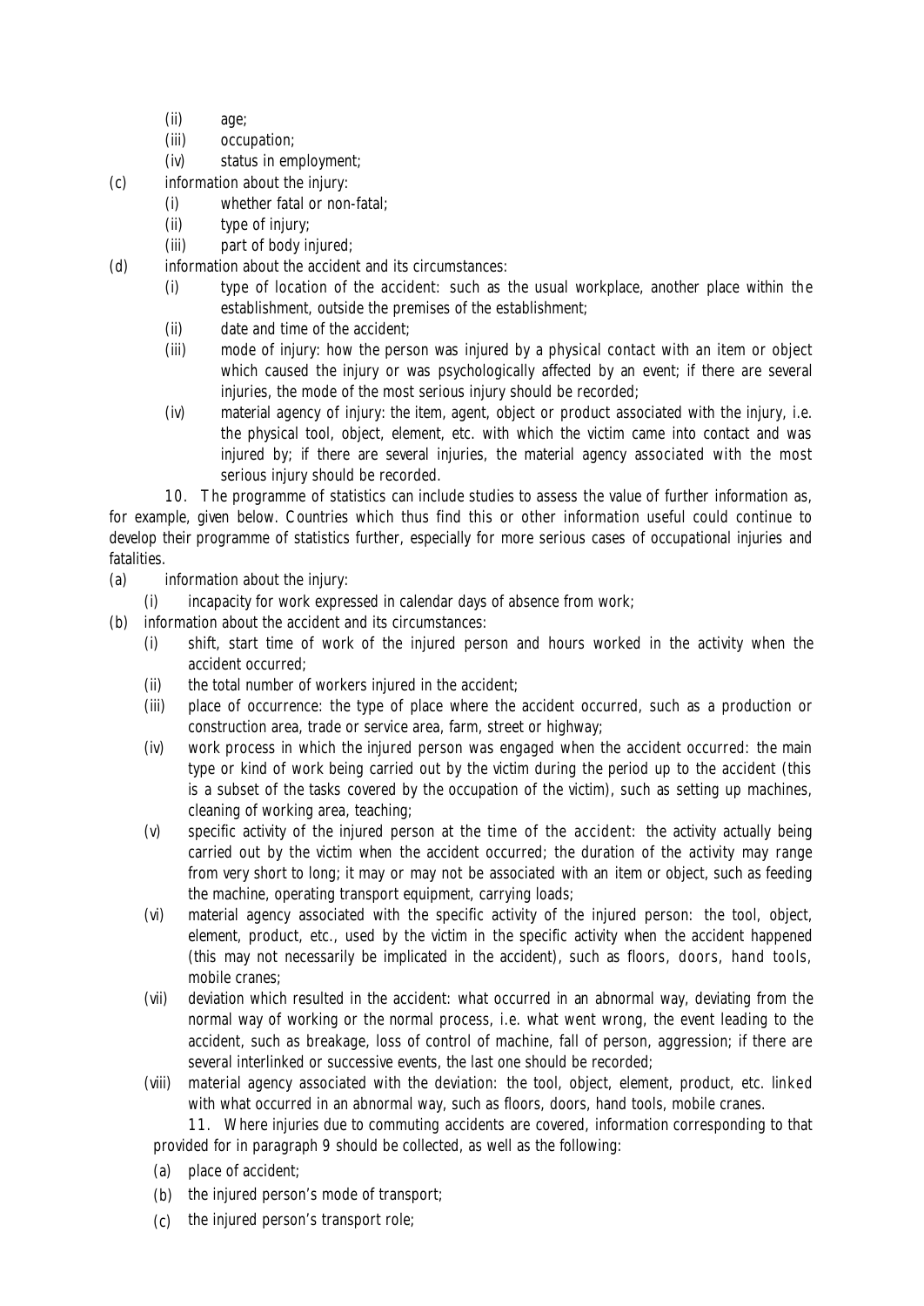(ii) age;
(iii) occupation;
(iv) status in employment;

(c) information about the injury:
   (i) whether fatal or non-fatal;
   (ii) type of injury;
   (iii) part of body injured;

(d) information about the accident and its circumstances:
   (i) type of location of the accident: such as the usual workplace, another place within the establishment, outside the premises of the establishment;
   (ii) date and time of the accident;
   (iii) mode of injury: how the person was injured by a physical contact with an item or object which caused the injury or was psychologically affected by an event; if there are several injuries, the mode of the most serious injury should be recorded;
   (iv) material agency of injury: the item, agent, object or product associated with the injury, i.e. the physical tool, object, element, etc. with which the victim came into contact and was injured by; if there are several injuries, the material agency associated with the most serious injury should be recorded.

10. The programme of statistics can include studies to assess the value of further information as, for example, given below. Countries which thus find this or other information useful could continue to develop their programme of statistics further, especially for more serious cases of occupational injuries and fatalities.

(a) information about the injury:
   (i) incapacity for work expressed in calendar days of absence from work;

(b) information about the accident and its circumstances:
   (i) shift, start time of work of the injured person and hours worked in the activity when the accident occurred;
   (ii) the total number of workers injured in the accident;
   (iii) place of occurrence: the type of place where the accident occurred, such as a production or construction area, trade or service area, farm, street or highway;
   (iv) work process in which the injured person was engaged when the accident occurred: the main type or kind of work being carried out by the victim during the period up to the accident (this is a subset of the tasks covered by the occupation of the victim), such as setting up machines, cleaning of working area, teaching;
   (v) specific activity of the injured person at the time of the accident: the activity actually being carried out by the victim when the accident occurred; the duration of the activity may range from very short to long; it may or may not be associated with an item or object, such as feeding the machine, operating transport equipment, carrying loads;
   (vi) material agency associated with the specific activity of the injured person: the tool, object, element, product, etc., used by the victim in the specific activity when the accident happened (this may not necessarily be implicated in the accident), such as floors, doors, hand tools, mobile cranes;
   (vii) deviation which resulted in the accident: what occurred in an abnormal way, deviating from the normal way of working or the normal process, i.e. what went wrong, the event leading to the accident, such as breakage, loss of control of machine, fall of person, aggression; if there are several interlinked or successive events, the last one should be recorded;
   (viii) material agency associated with the deviation: the tool, object, element, product, etc. linked with what occurred in an abnormal way, such as floors, doors, hand tools, mobile cranes.

11. Where injuries due to commuting accidents are covered, information corresponding to that provided for in paragraph 9 should be collected, as well as the following:

(a) place of accident;
(b) the injured person's mode of transport;
(c) the injured person's transport role;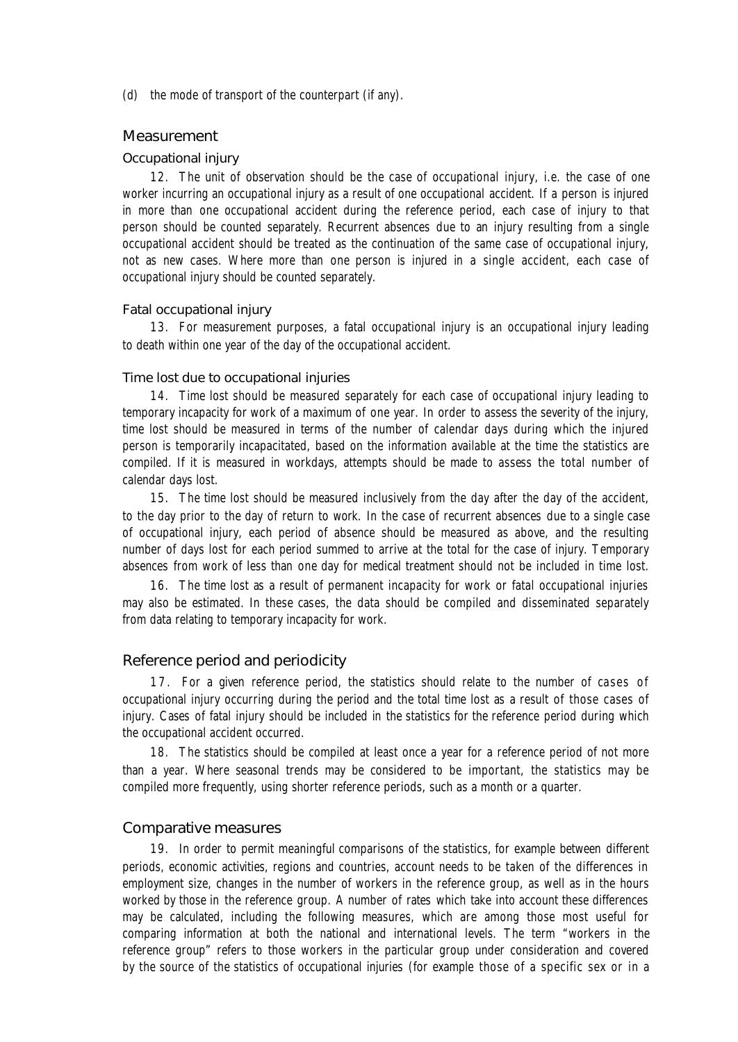(d) the mode of transport of the counterpart (if any).

## Measurement

### Occupational injury

12. The unit of observation should be the case of occupational injury, i.e. the case of one worker incurring an occupational injury as a result of one occupational accident. If a person is injured in more than one occupational accident during the reference period, each case of injury to that person should be counted separately. Recurrent absences due to an injury resulting from a single occupational accident should be treated as the continuation of the same case of occupational injury, not as new cases. Where more than one person is injured in a single accident, each case of occupational injury should be counted separately.

### Fatal occupational injury

13. For measurement purposes, a fatal occupational injury is an occupational injury leading to death within one year of the day of the occupational accident.

### Time lost due to occupational injuries

14. Time lost should be measured separately for each case of occupational injury leading to temporary incapacity for work of a maximum of one year. In order to assess the severity of the injury, time lost should be measured in terms of the number of calendar days during which the injured person is temporarily incapacitated, based on the information available at the time the statistics are compiled. If it is measured in workdays, attempts should be made to assess the total number of calendar days lost.

15. The time lost should be measured inclusively from the day after the day of the accident, to the day prior to the day of return to work. In the case of recurrent absences due to a single case of occupational injury, each period of absence should be measured as above, and the resulting number of days lost for each period summed to arrive at the total for the case of injury. Temporary absences from work of less than one day for medical treatment should not be included in time lost.

16. The time lost as a result of permanent incapacity for work or fatal occupational injuries may also be estimated. In these cases, the data should be compiled and disseminated separately from data relating to temporary incapacity for work.

## Reference period and periodicity

17. For a given reference period, the statistics should relate to the number of cases of occupational injury occurring during the period and the total time lost as a result of those cases of injury. Cases of fatal injury should be included in the statistics for the reference period during which the occupational accident occurred.

18. The statistics should be compiled at least once a year for a reference period of not more than a year. Where seasonal trends may be considered to be important, the statistics may be compiled more frequently, using shorter reference periods, such as a month or a quarter.

## Comparative measures

19. In order to permit meaningful comparisons of the statistics, for example between different periods, economic activities, regions and countries, account needs to be taken of the differences in employment size, changes in the number of workers in the reference group, as well as in the hours worked by those in the reference group. A number of rates which take into account these differences may be calculated, including the following measures, which are among those most useful for comparing information at both the national and international levels. The term "workers in the reference group" refers to those workers in the particular group under consideration and covered by the source of the statistics of occupational injuries (for example those of a specific sex or in a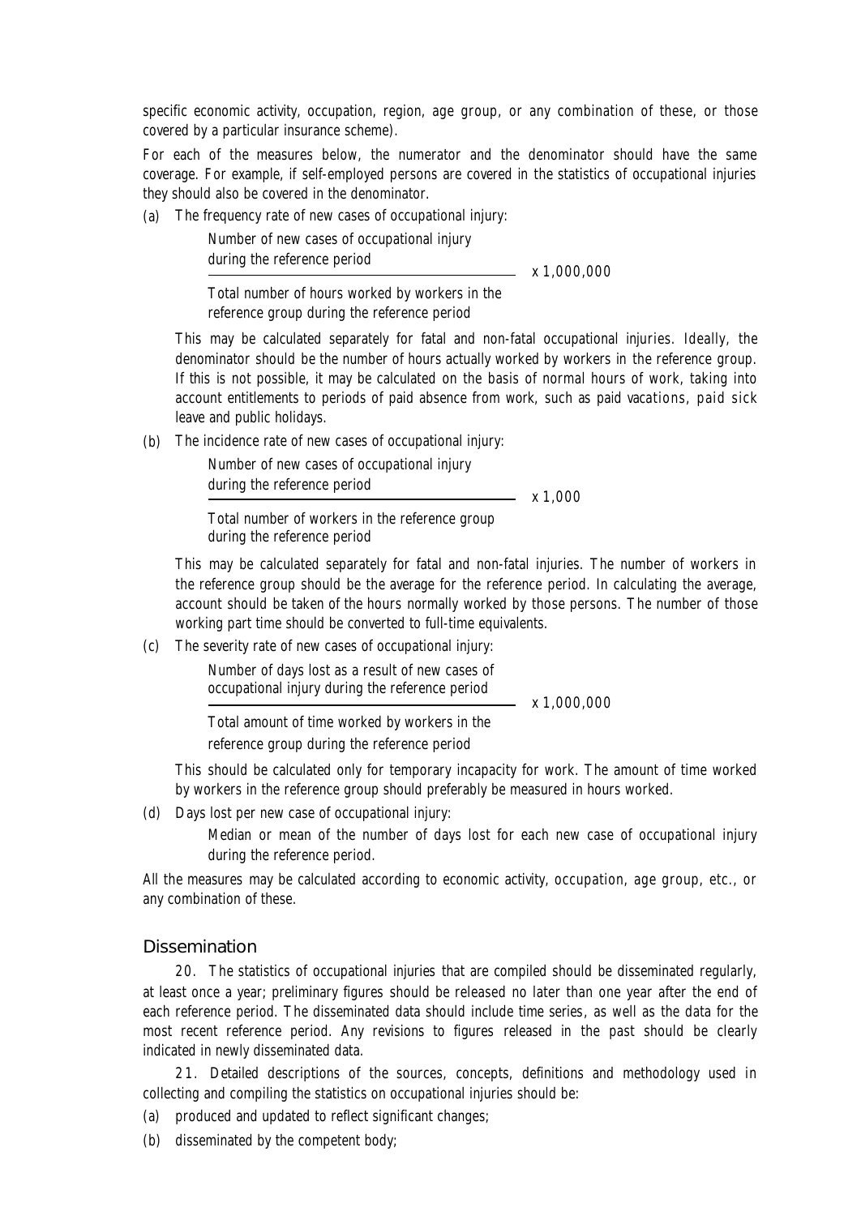specific economic activity, occupation, region, age group, or any combination of these, or those covered by a particular insurance scheme).

For each of the measures below, the numerator and the denominator should have the same coverage. For example, if self-employed persons are covered in the statistics of occupational injuries they should also be covered in the denominator.

(a) The frequency rate of new cases of occupational injury:

$$\frac{\text{Number of new cases of occupational injury during the reference period}}{\text{Total number of hours worked by workers in the reference group during the reference period}} \times 1{,}000{,}000$$

This may be calculated separately for fatal and non-fatal occupational injuries. Ideally, the denominator should be the number of hours actually worked by workers in the reference group. If this is not possible, it may be calculated on the basis of normal hours of work, taking into account entitlements to periods of paid absence from work, such as paid vacations, paid sick leave and public holidays.

(b) The incidence rate of new cases of occupational injury:

$$\frac{\text{Number of new cases of occupational injury during the reference period}}{\text{Total number of workers in the reference group during the reference period}} \times 1{,}000$$

This may be calculated separately for fatal and non-fatal injuries. The number of workers in the reference group should be the average for the reference period. In calculating the average, account should be taken of the hours normally worked by those persons. The number of those working part time should be converted to full-time equivalents.

(c) The severity rate of new cases of occupational injury:

$$\frac{\text{Number of days lost as a result of new cases of occupational injury during the reference period}}{\text{Total amount of time worked by workers in the reference group during the reference period}} \times 1{,}000{,}000$$

This should be calculated only for temporary incapacity for work. The amount of time worked by workers in the reference group should preferably be measured in hours worked.

(d) Days lost per new case of occupational injury:

Median or mean of the number of days lost for each new case of occupational injury during the reference period.

All the measures may be calculated according to economic activity, occupation, age group, etc., or any combination of these.

## Dissemination

20. The statistics of occupational injuries that are compiled should be disseminated regularly, at least once a year; preliminary figures should be released no later than one year after the end of each reference period. The disseminated data should include time series, as well as the data for the most recent reference period. Any revisions to figures released in the past should be clearly indicated in newly disseminated data.

21. Detailed descriptions of the sources, concepts, definitions and methodology used in collecting and compiling the statistics on occupational injuries should be:

(a) produced and updated to reflect significant changes;

(b) disseminated by the competent body;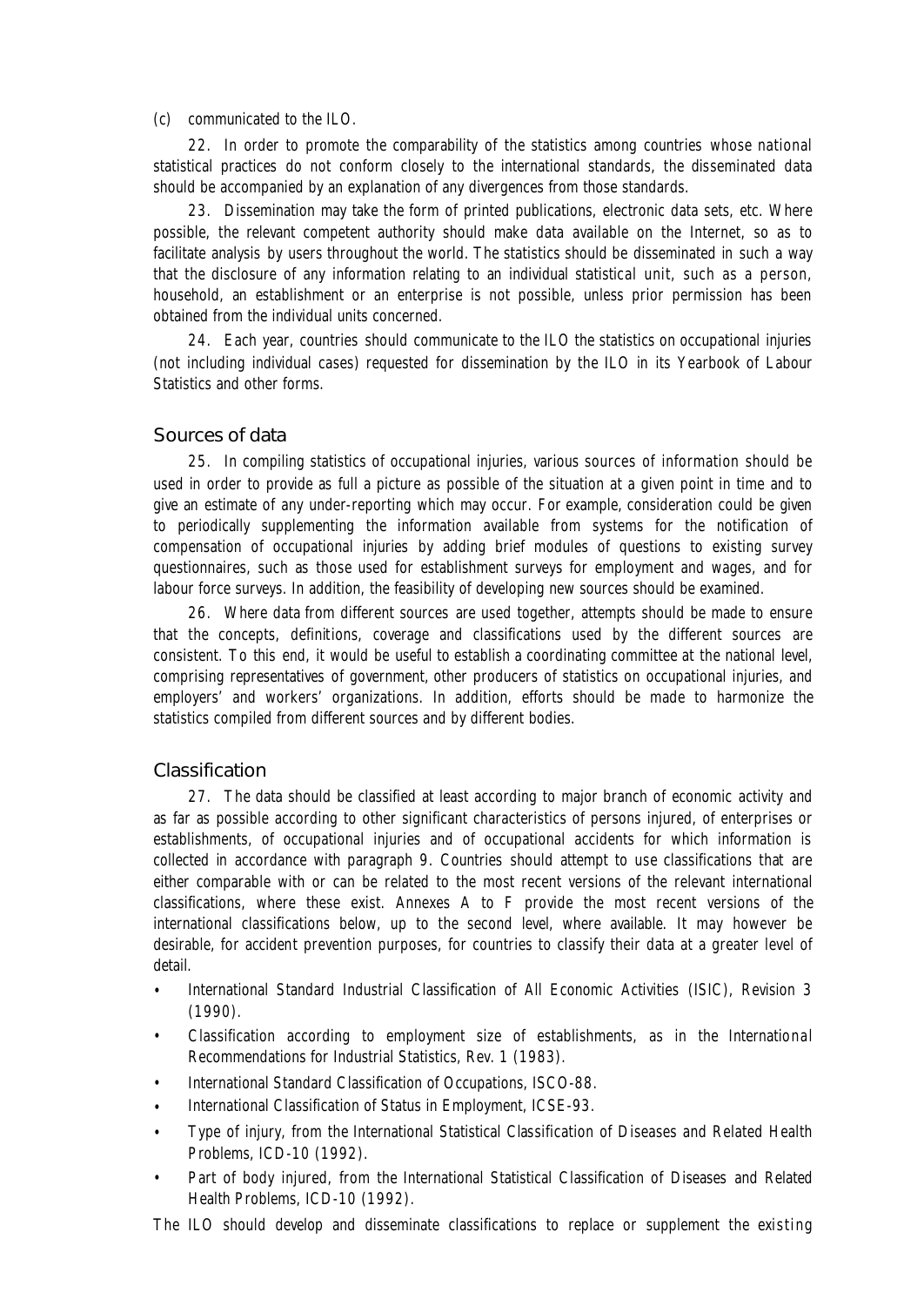(c) communicated to the ILO.

22. In order to promote the comparability of the statistics among countries whose national statistical practices do not conform closely to the international standards, the disseminated data should be accompanied by an explanation of any divergences from those standards.

23. Dissemination may take the form of printed publications, electronic data sets, etc. Where possible, the relevant competent authority should make data available on the Internet, so as to facilitate analysis by users throughout the world. The statistics should be disseminated in such a way that the disclosure of any information relating to an individual statistical unit, such as a person, household, an establishment or an enterprise is not possible, unless prior permission has been obtained from the individual units concerned.

24. Each year, countries should communicate to the ILO the statistics on occupational injuries (not including individual cases) requested for dissemination by the ILO in its Yearbook of Labour Statistics and other forms.

## Sources of data

25. In compiling statistics of occupational injuries, various sources of information should be used in order to provide as full a picture as possible of the situation at a given point in time and to give an estimate of any under-reporting which may occur. For example, consideration could be given to periodically supplementing the information available from systems for the notification of compensation of occupational injuries by adding brief modules of questions to existing survey questionnaires, such as those used for establishment surveys for employment and wages, and for labour force surveys. In addition, the feasibility of developing new sources should be examined.

26. Where data from different sources are used together, attempts should be made to ensure that the concepts, definitions, coverage and classifications used by the different sources are consistent. To this end, it would be useful to establish a coordinating committee at the national level, comprising representatives of government, other producers of statistics on occupational injuries, and employers' and workers' organizations. In addition, efforts should be made to harmonize the statistics compiled from different sources and by different bodies.

## Classification

27. The data should be classified at least according to major branch of economic activity and as far as possible according to other significant characteristics of persons injured, of enterprises or establishments, of occupational injuries and of occupational accidents for which information is collected in accordance with paragraph 9. Countries should attempt to use classifications that are either comparable with or can be related to the most recent versions of the relevant international classifications, where these exist. Annexes A to F provide the most recent versions of the international classifications below, up to the second level, where available. It may however be desirable, for accident prevention purposes, for countries to classify their data at a greater level of detail.

- International Standard Industrial Classification of All Economic Activities (ISIC), Revision 3 (1990).
- Classification according to employment size of establishments, as in the International Recommendations for Industrial Statistics, Rev. 1 (1983).
- International Standard Classification of Occupations, ISCO-88.
- International Classification of Status in Employment, ICSE-93.
- Type of injury, from the International Statistical Classification of Diseases and Related Health Problems, ICD-10 (1992).
- Part of body injured, from the International Statistical Classification of Diseases and Related Health Problems, ICD-10 (1992).

The ILO should develop and disseminate classifications to replace or supplement the existing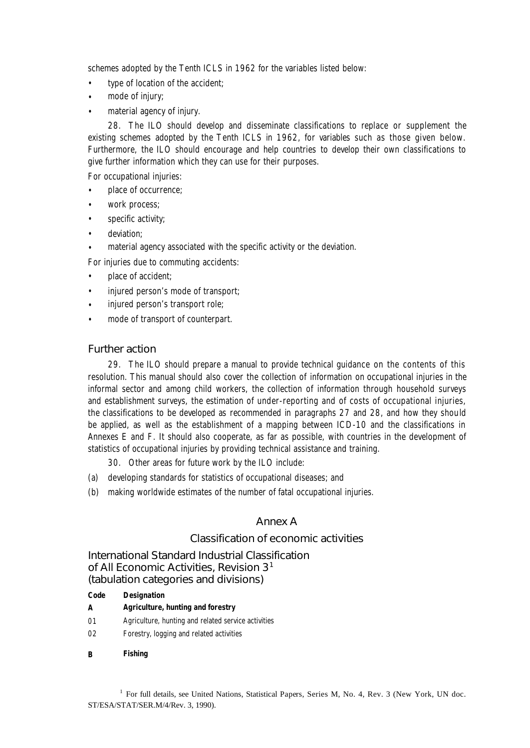schemes adopted by the Tenth ICLS in 1962 for the variables listed below:

- type of location of the accident;
- mode of injury;
- material agency of injury.

28. The ILO should develop and disseminate classifications to replace or supplement the existing schemes adopted by the Tenth ICLS in 1962, for variables such as those given below. Furthermore, the ILO should encourage and help countries to develop their own classifications to give further information which they can use for their purposes.

For occupational injuries:

- place of occurrence;
- work process;
- specific activity;
- deviation;
- material agency associated with the specific activity or the deviation.

For injuries due to commuting accidents:

- place of accident;
- injured person's mode of transport;
- injured person's transport role;
- mode of transport of counterpart.

## Further action

29. The ILO should prepare a manual to provide technical guidance on the contents of this resolution. This manual should also cover the collection of information on occupational injuries in the informal sector and among child workers, the collection of information through household surveys and establishment surveys, the estimation of under-reporting and of costs of occupational injuries, the classifications to be developed as recommended in paragraphs 27 and 28, and how they should be applied, as well as the establishment of a mapping between ICD-10 and the classifications in Annexes E and F. It should also cooperate, as far as possible, with countries in the development of statistics of occupational injuries by providing technical assistance and training.

30. Other areas for future work by the ILO include:

(a) developing standards for statistics of occupational diseases; and

(b) making worldwide estimates of the number of fatal occupational injuries.

## Annex A

## Classification of economic activities

### International Standard Industrial Classification of All Economic Activities, Revision 3[1] (tabulation categories and divisions)

| Code | Designation |
|---|---|
| **A** | **Agriculture, hunting and forestry** |
| 01 | Agriculture, hunting and related service activities |
| 02 | Forestry, logging and related activities |
| **B** | **Fishing** |

[1] For full details, see United Nations, Statistical Papers, Series M, No. 4, Rev. 3 (New York, UN doc. ST/ESA/STAT/SER.M/4/Rev. 3, 1990).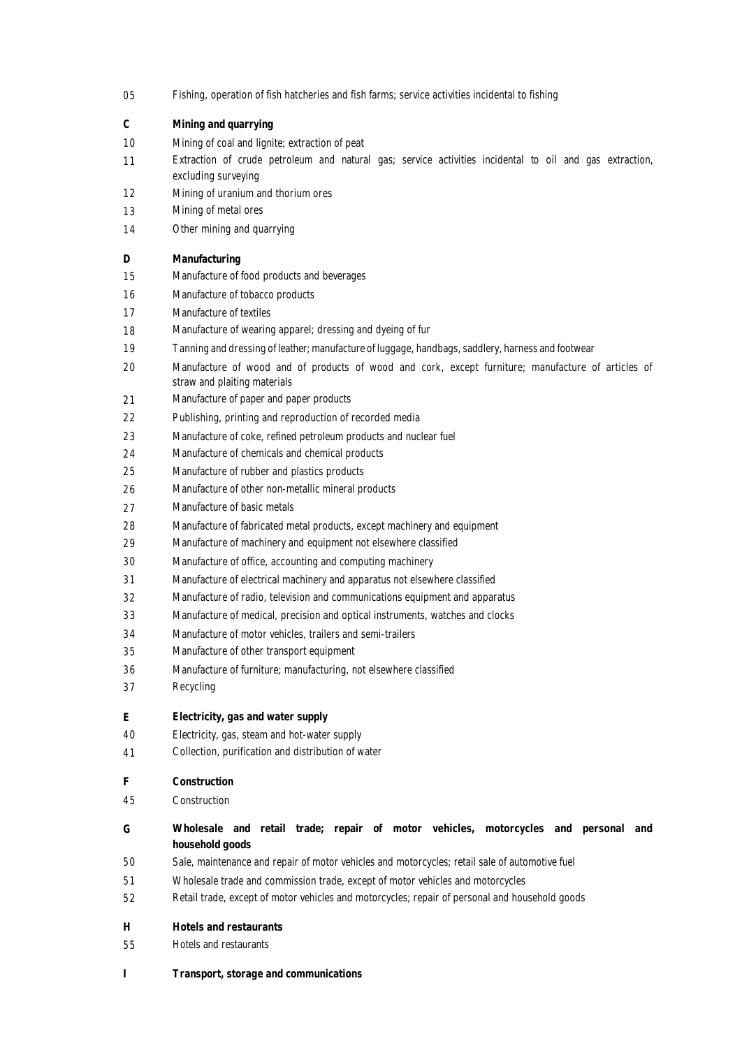05 Fishing, operation of fish hatcheries and fish farms; service activities incidental to fishing

**C Mining and quarrying**

10 Mining of coal and lignite; extraction of peat

11 Extraction of crude petroleum and natural gas; service activities incidental to oil and gas extraction, excluding surveying

12 Mining of uranium and thorium ores

13 Mining of metal ores

14 Other mining and quarrying

**D Manufacturing**

15 Manufacture of food products and beverages

16 Manufacture of tobacco products

17 Manufacture of textiles

18 Manufacture of wearing apparel; dressing and dyeing of fur

19 Tanning and dressing of leather; manufacture of luggage, handbags, saddlery, harness and footwear

20 Manufacture of wood and of products of wood and cork, except furniture; manufacture of articles of straw and plaiting materials

21 Manufacture of paper and paper products

22 Publishing, printing and reproduction of recorded media

23 Manufacture of coke, refined petroleum products and nuclear fuel

24 Manufacture of chemicals and chemical products

25 Manufacture of rubber and plastics products

26 Manufacture of other non-metallic mineral products

27 Manufacture of basic metals

28 Manufacture of fabricated metal products, except machinery and equipment

29 Manufacture of machinery and equipment not elsewhere classified

30 Manufacture of office, accounting and computing machinery

31 Manufacture of electrical machinery and apparatus not elsewhere classified

32 Manufacture of radio, television and communications equipment and apparatus

33 Manufacture of medical, precision and optical instruments, watches and clocks

34 Manufacture of motor vehicles, trailers and semi-trailers

35 Manufacture of other transport equipment

36 Manufacture of furniture; manufacturing, not elsewhere classified

37 Recycling

**E Electricity, gas and water supply**

40 Electricity, gas, steam and hot-water supply

41 Collection, purification and distribution of water

**F Construction**

45 Construction

**G Wholesale and retail trade; repair of motor vehicles, motorcycles and personal and household goods**

50 Sale, maintenance and repair of motor vehicles and motorcycles; retail sale of automotive fuel

51 Wholesale trade and commission trade, except of motor vehicles and motorcycles

52 Retail trade, except of motor vehicles and motorcycles; repair of personal and household goods

**H Hotels and restaurants**

55 Hotels and restaurants

**I Transport, storage and communications**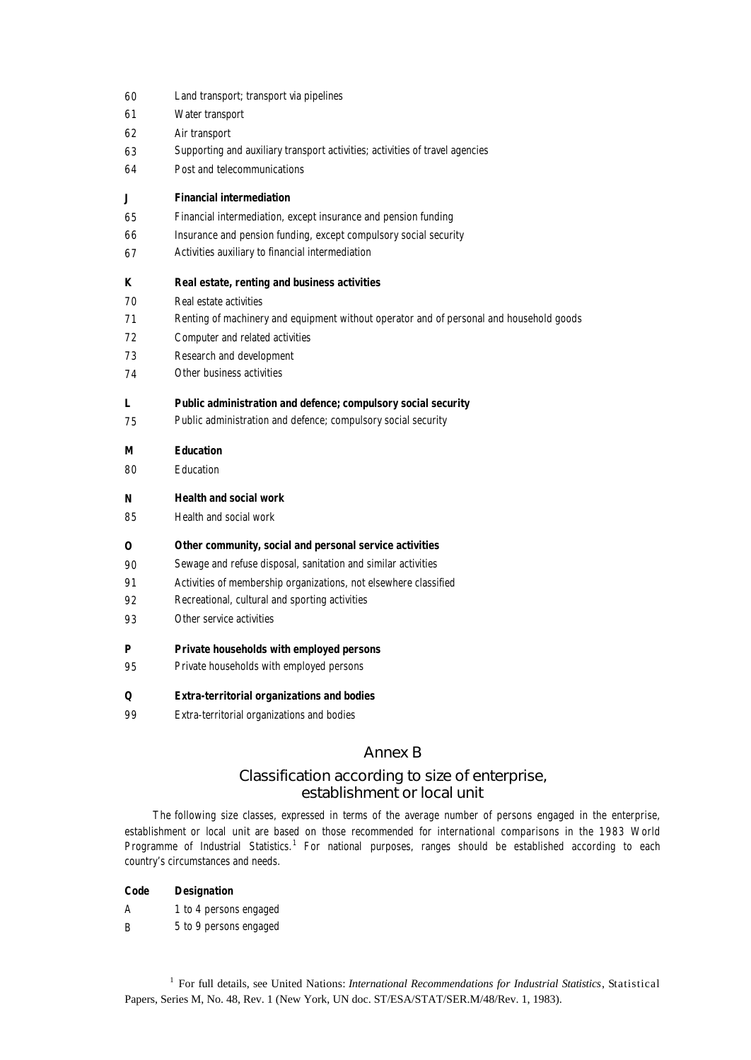60 Land transport; transport via pipelines

61 Water transport

62 Air transport

63 Supporting and auxiliary transport activities; activities of travel agencies

64 Post and telecommunications

**J Financial intermediation**

65 Financial intermediation, except insurance and pension funding

66 Insurance and pension funding, except compulsory social security

67 Activities auxiliary to financial intermediation

**K Real estate, renting and business activities**

70 Real estate activities

71 Renting of machinery and equipment without operator and of personal and household goods

72 Computer and related activities

73 Research and development

74 Other business activities

**L Public administration and defence; compulsory social security**

75 Public administration and defence; compulsory social security

**M Education**

80 Education

**N Health and social work**

85 Health and social work

**O Other community, social and personal service activities**

90 Sewage and refuse disposal, sanitation and similar activities

91 Activities of membership organizations, not elsewhere classified

92 Recreational, cultural and sporting activities

93 Other service activities

**P Private households with employed persons**

95 Private households with employed persons

**Q Extra-territorial organizations and bodies**

99 Extra-territorial organizations and bodies

## Annex B

## Classification according to size of enterprise, establishment or local unit

The following size classes, expressed in terms of the average number of persons engaged in the enterprise, establishment or local unit are based on those recommended for international comparisons in the 1983 World Programme of Industrial Statistics.[1] For national purposes, ranges should be established according to each country's circumstances and needs.

| Code | Designation |
|---|---|
| A | 1 to 4 persons engaged |
| B | 5 to 9 persons engaged |

[1] For full details, see United Nations: *International Recommendations for Industrial Statistics*, Statistical Papers, Series M, No. 48, Rev. 1 (New York, UN doc. ST/ESA/STAT/SER.M/48/Rev. 1, 1983).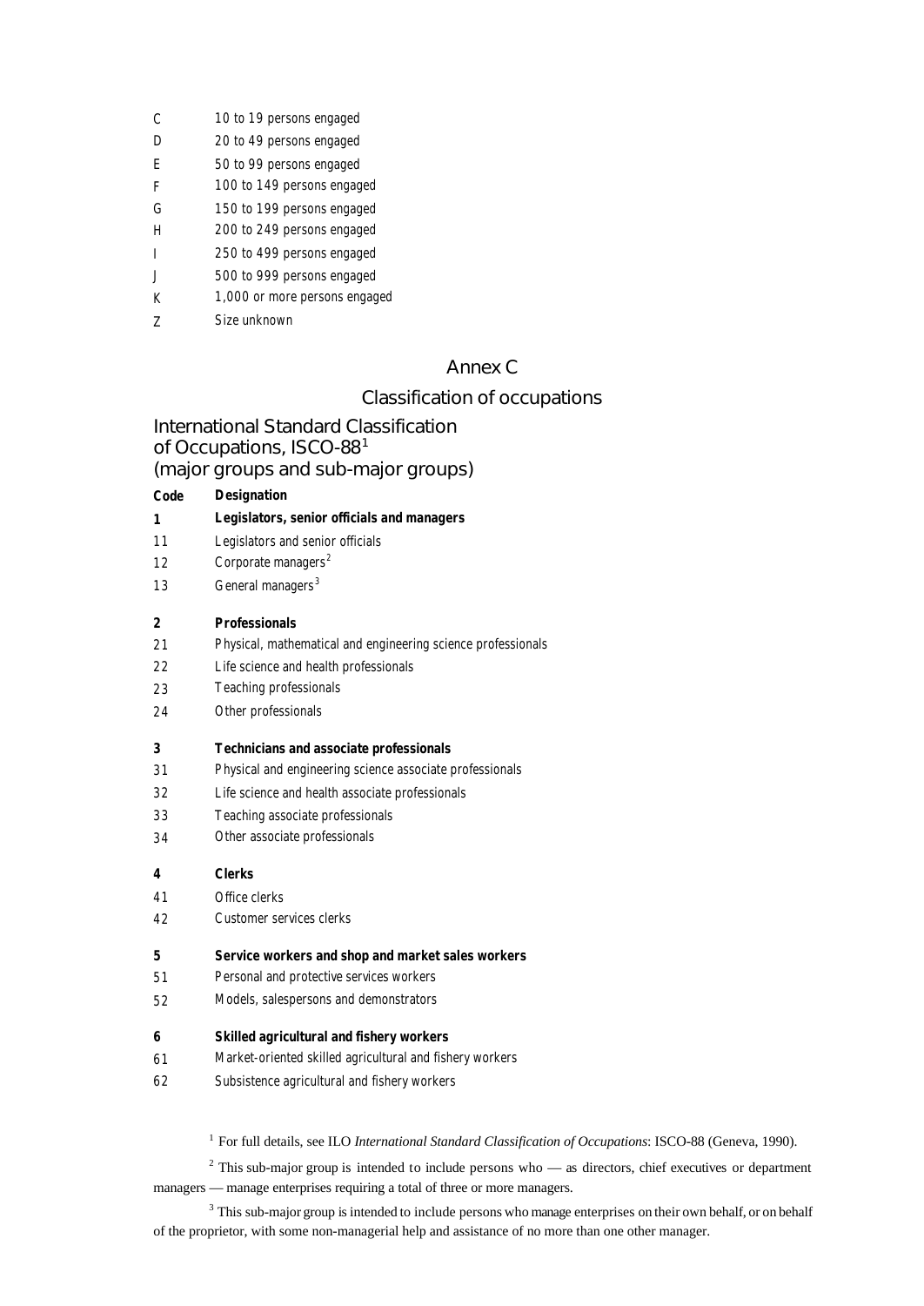| | |
|---|---|
| C | 10 to 19 persons engaged |
| D | 20 to 49 persons engaged |
| E | 50 to 99 persons engaged |
| F | 100 to 149 persons engaged |
| G | 150 to 199 persons engaged |
| H | 200 to 249 persons engaged |
| I | 250 to 499 persons engaged |
| J | 500 to 999 persons engaged |
| K | 1,000 or more persons engaged |
| Z | Size unknown |

# Annex C

## Classification of occupations

### International Standard Classification of Occupations, ISCO-88[1] (major groups and sub-major groups)

| Code | Designation |
|---|---|
| **1** | **Legislators, senior officials and managers** |
| 11 | Legislators and senior officials |
| 12 | Corporate managers[2] |
| 13 | General managers[3] |
| **2** | **Professionals** |
| 21 | Physical, mathematical and engineering science professionals |
| 22 | Life science and health professionals |
| 23 | Teaching professionals |
| 24 | Other professionals |
| **3** | **Technicians and associate professionals** |
| 31 | Physical and engineering science associate professionals |
| 32 | Life science and health associate professionals |
| 33 | Teaching associate professionals |
| 34 | Other associate professionals |
| **4** | **Clerks** |
| 41 | Office clerks |
| 42 | Customer services clerks |
| **5** | **Service workers and shop and market sales workers** |
| 51 | Personal and protective services workers |
| 52 | Models, salespersons and demonstrators |
| **6** | **Skilled agricultural and fishery workers** |
| 61 | Market-oriented skilled agricultural and fishery workers |
| 62 | Subsistence agricultural and fishery workers |

[1] For full details, see ILO *International Standard Classification of Occupations*: ISCO-88 (Geneva, 1990).

[2] This sub-major group is intended to include persons who — as directors, chief executives or department managers — manage enterprises requiring a total of three or more managers.

[3] This sub-major group is intended to include persons who manage enterprises on their own behalf, or on behalf of the proprietor, with some non-managerial help and assistance of no more than one other manager.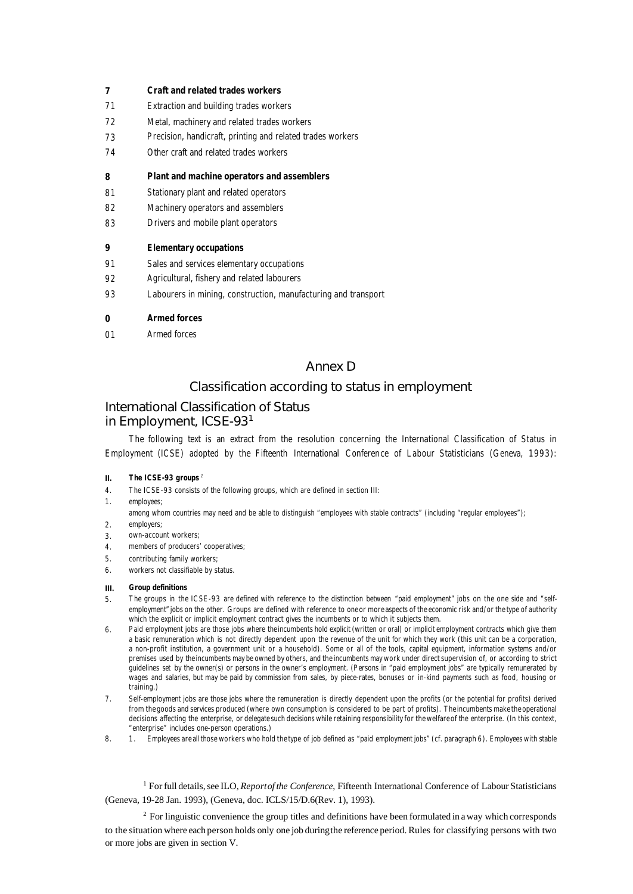**7** **Craft and related trades workers**

71 Extraction and building trades workers

72 Metal, machinery and related trades workers

73 Precision, handicraft, printing and related trades workers

74 Other craft and related trades workers

**8** **Plant and machine operators and assemblers**

81 Stationary plant and related operators

82 Machinery operators and assemblers

83 Drivers and mobile plant operators

**9** **Elementary occupations**

91 Sales and services elementary occupations

92 Agricultural, fishery and related labourers

93 Labourers in mining, construction, manufacturing and transport

**0** **Armed forces**

01 Armed forces

# Annex D

## Classification according to status in employment

### International Classification of Status in Employment, ICSE-93[1]

The following text is an extract from the resolution concerning the International Classification of Status in Employment (ICSE) adopted by the Fifteenth International Conference of Labour Statisticians (Geneva, 1993):

**II.** **The ICSE-93 groups** [2]

4\. The ICSE-93 consists of the following groups, which are defined in section III:

1\. employees;
among whom countries may need and be able to distinguish "employees with stable contracts" (including "regular employees");

2\. employers;

3\. own-account workers;

4\. members of producers' cooperatives;

5\. contributing family workers;

6\. workers not classifiable by status.

**III.** **Group definitions**

5\. The groups in the ICSE-93 are defined with reference to the distinction between "paid employment" jobs on the one side and "self-employment" jobs on the other. Groups are defined with reference to one or more aspects of the economic risk and/or the type of authority which the explicit or implicit employment contract gives the incumbents or to which it subjects them.

6\. Paid employment jobs are those jobs where the incumbents hold explicit (written or oral) or implicit employment contracts which give them a basic remuneration which is not directly dependent upon the revenue of the unit for which they work (this unit can be a corporation, a non-profit institution, a government unit or a household). Some or all of the tools, capital equipment, information systems and/or premises used by the incumbents may be owned by others, and the incumbents may work under direct supervision of, or according to strict guidelines set by the owner(s) or persons in the owner's employment. (Persons in "paid employment jobs" are typically remunerated by wages and salaries, but may be paid by commission from sales, by piece-rates, bonuses or in-kind payments such as food, housing or training.)

7\. Self-employment jobs are those jobs where the remuneration is directly dependent upon the profits (or the potential for profits) derived from the goods and services produced (where own consumption is considered to be part of profits). The incumbents make the operational decisions affecting the enterprise, or delegate such decisions while retaining responsibility for the welfare of the enterprise. (In this context, "enterprise" includes one-person operations.)

8\. 1. Employees are all those workers who hold the type of job defined as "paid employment jobs" (cf. paragraph 6). Employees with stable

[1] For full details, see ILO, *Report of the Conference*, Fifteenth International Conference of Labour Statisticians (Geneva, 19-28 Jan. 1993), (Geneva, doc. ICLS/15/D.6(Rev. 1), 1993).

[2] For linguistic convenience the group titles and definitions have been formulated in a way which corresponds to the situation where each person holds only one job during the reference period. Rules for classifying persons with two or more jobs are given in section V.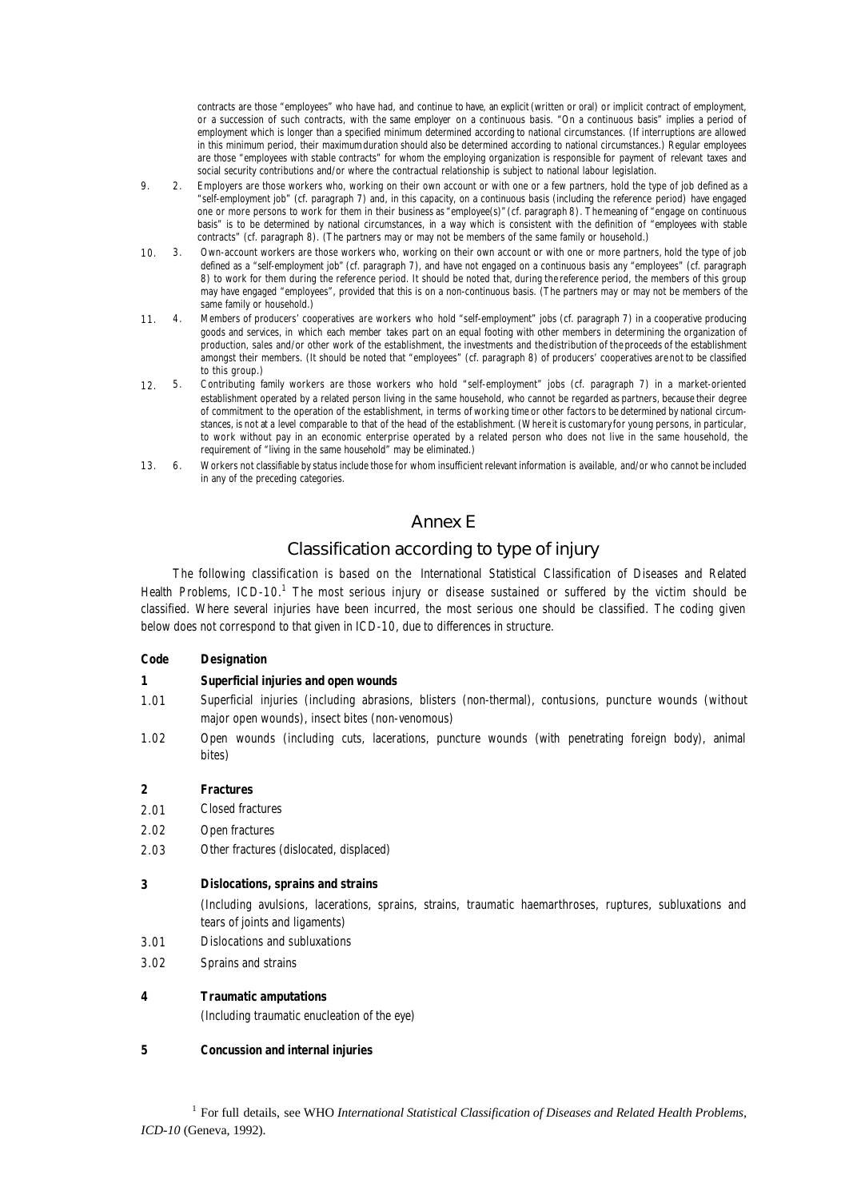contracts are those "employees" who have had, and continue to have, an explicit (written or oral) or implicit contract of employment, or a succession of such contracts, with the same employer on a continuous basis. "On a continuous basis" implies a period of employment which is longer than a specified minimum determined according to national circumstances. (If interruptions are allowed in this minimum period, their maximum duration should also be determined according to national circumstances.) Regular employees are those "employees with stable contracts" for whom the employing organization is responsible for payment of relevant taxes and social security contributions and/or where the contractual relationship is subject to national labour legislation.

9. 2. Employers are those workers who, working on their own account or with one or a few partners, hold the type of job defined as a "self-employment job" (cf. paragraph 7) and, in this capacity, on a continuous basis (including the reference period) have engaged one or more persons to work for them in their business as "employee(s)" (cf. paragraph 8). The meaning of "engage on continuous basis" is to be determined by national circumstances, in a way which is consistent with the definition of "employees with stable contracts" (cf. paragraph 8). (The partners may or may not be members of the same family or household.)

10. 3. Own-account workers are those workers who, working on their own account or with one or more partners, hold the type of job defined as a "self-employment job" (cf. paragraph 7), and have not engaged on a continuous basis any "employees" (cf. paragraph 8) to work for them during the reference period. It should be noted that, during the reference period, the members of this group may have engaged "employees", provided that this is on a non-continuous basis. (The partners may or may not be members of the same family or household.)

11. 4. Members of producers' cooperatives are workers who hold "self-employment" jobs (cf. paragraph 7) in a cooperative producing goods and services, in which each member takes part on an equal footing with other members in determining the organization of production, sales and/or other work of the establishment, the investments and the distribution of the proceeds of the establishment amongst their members. (It should be noted that "employees" (cf. paragraph 8) of producers' cooperatives are not to be classified to this group.)

12. 5. Contributing family workers are those workers who hold "self-employment" jobs (cf. paragraph 7) in a market-oriented establishment operated by a related person living in the same household, who cannot be regarded as partners, because their degree of commitment to the operation of the establishment, in terms of working time or other factors to be determined by national circumstances, is not at a level comparable to that of the head of the establishment. (Where it is customary for young persons, in particular, to work without pay in an economic enterprise operated by a related person who does not live in the same household, the requirement of "living in the same household" may be eliminated.)

13. 6. Workers not classifiable by status include those for whom insufficient relevant information is available, and/or who cannot be included in any of the preceding categories.

## Annex E

## Classification according to type of injury

The following classification is based on the International Statistical Classification of Diseases and Related Health Problems, ICD-10.[1] The most serious injury or disease sustained or suffered by the victim should be classified. Where several injuries have been incurred, the most serious one should be classified. The coding given below does not correspond to that given in ICD-10, due to differences in structure.

| Code | Designation |
|---|---|
| **1** | **Superficial injuries and open wounds** |
| 1.01 | Superficial injuries (including abrasions, blisters (non-thermal), contusions, puncture wounds (without major open wounds), insect bites (non-venomous) |
| 1.02 | Open wounds (including cuts, lacerations, puncture wounds (with penetrating foreign body), animal bites) |
| **2** | **Fractures** |
| 2.01 | Closed fractures |
| 2.02 | Open fractures |
| 2.03 | Other fractures (dislocated, displaced) |
| **3** | **Dislocations, sprains and strains** |
| | (Including avulsions, lacerations, sprains, strains, traumatic haemarthroses, ruptures, subluxations and tears of joints and ligaments) |
| 3.01 | Dislocations and subluxations |
| 3.02 | Sprains and strains |
| **4** | **Traumatic amputations** |
| | (Including traumatic enucleation of the eye) |
| **5** | **Concussion and internal injuries** |

[1] For full details, see WHO *International Statistical Classification of Diseases and Related Health Problems, ICD-10* (Geneva, 1992).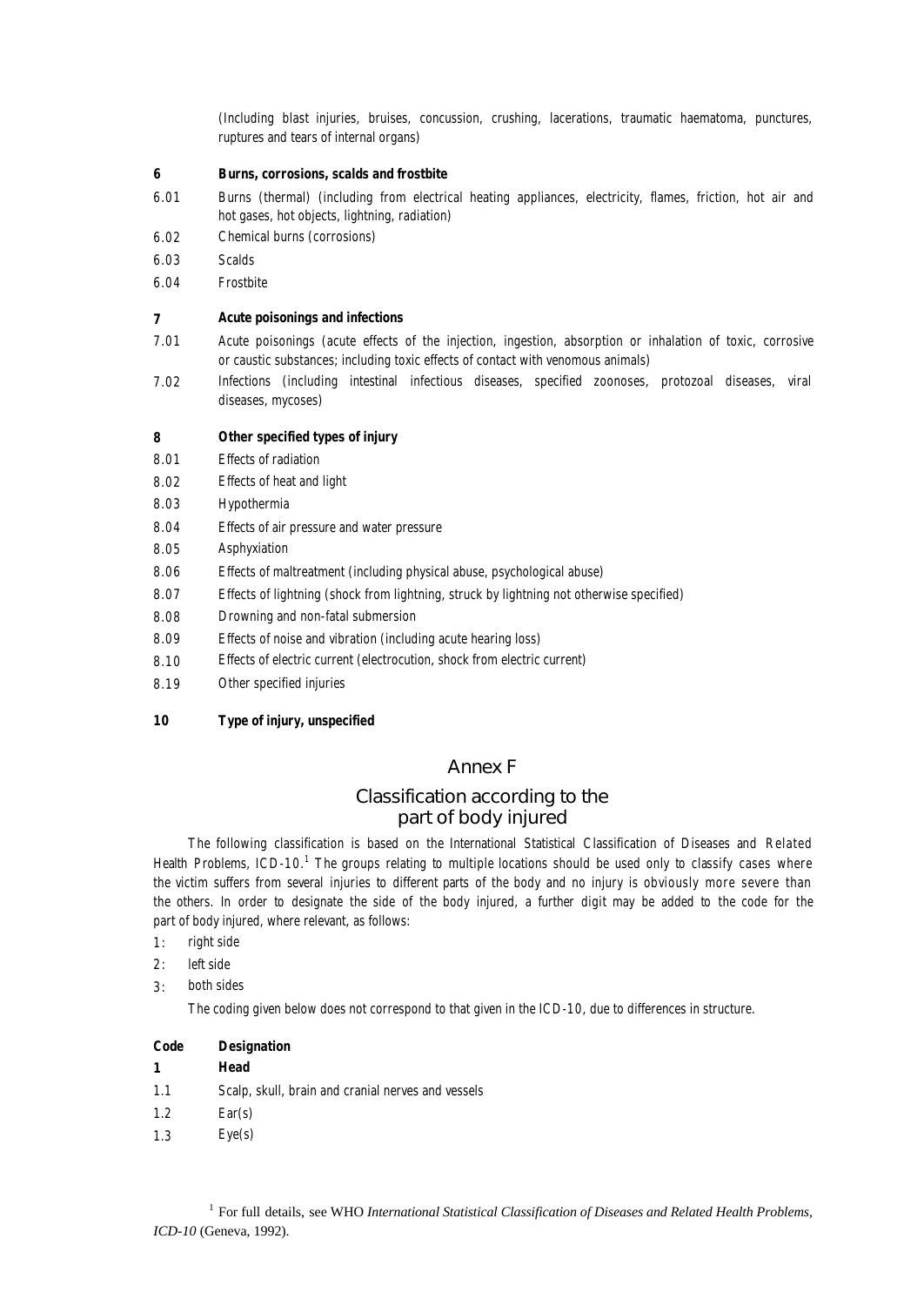(Including blast injuries, bruises, concussion, crushing, lacerations, traumatic haematoma, punctures, ruptures and tears of internal organs)

**6 Burns, corrosions, scalds and frostbite**

6.01 Burns (thermal) (including from electrical heating appliances, electricity, flames, friction, hot air and hot gases, hot objects, lightning, radiation)

6.02 Chemical burns (corrosions)

6.03 Scalds

6.04 Frostbite

**7 Acute poisonings and infections**

7.01 Acute poisonings (acute effects of the injection, ingestion, absorption or inhalation of toxic, corrosive or caustic substances; including toxic effects of contact with venomous animals)

7.02 Infections (including intestinal infectious diseases, specified zoonoses, protozoal diseases, viral diseases, mycoses)

**8 Other specified types of injury**

8.01 Effects of radiation

8.02 Effects of heat and light

8.03 Hypothermia

8.04 Effects of air pressure and water pressure

8.05 Asphyxiation

8.06 Effects of maltreatment (including physical abuse, psychological abuse)

8.07 Effects of lightning (shock from lightning, struck by lightning not otherwise specified)

8.08 Drowning and non-fatal submersion

8.09 Effects of noise and vibration (including acute hearing loss)

8.10 Effects of electric current (electrocution, shock from electric current)

8.19 Other specified injuries

**10 Type of injury, unspecified**

# Annex F

## Classification according to the part of body injured

The following classification is based on the International Statistical Classification of Diseases and Related Health Problems, ICD-10.[1] The groups relating to multiple locations should be used only to classify cases where the victim suffers from several injuries to different parts of the body and no injury is obviously more severe than the others. In order to designate the side of the body injured, a further digit may be added to the code for the part of body injured, where relevant, as follows:

1: right side

2: left side

3: both sides

The coding given below does not correspond to that given in the ICD-10, due to differences in structure.

**Code Designation**

**1 Head**

1.1 Scalp, skull, brain and cranial nerves and vessels

1.2 Ear(s)

1.3 Eye(s)

[1] For full details, see WHO *International Statistical Classification of Diseases and Related Health Problems, ICD-10* (Geneva, 1992).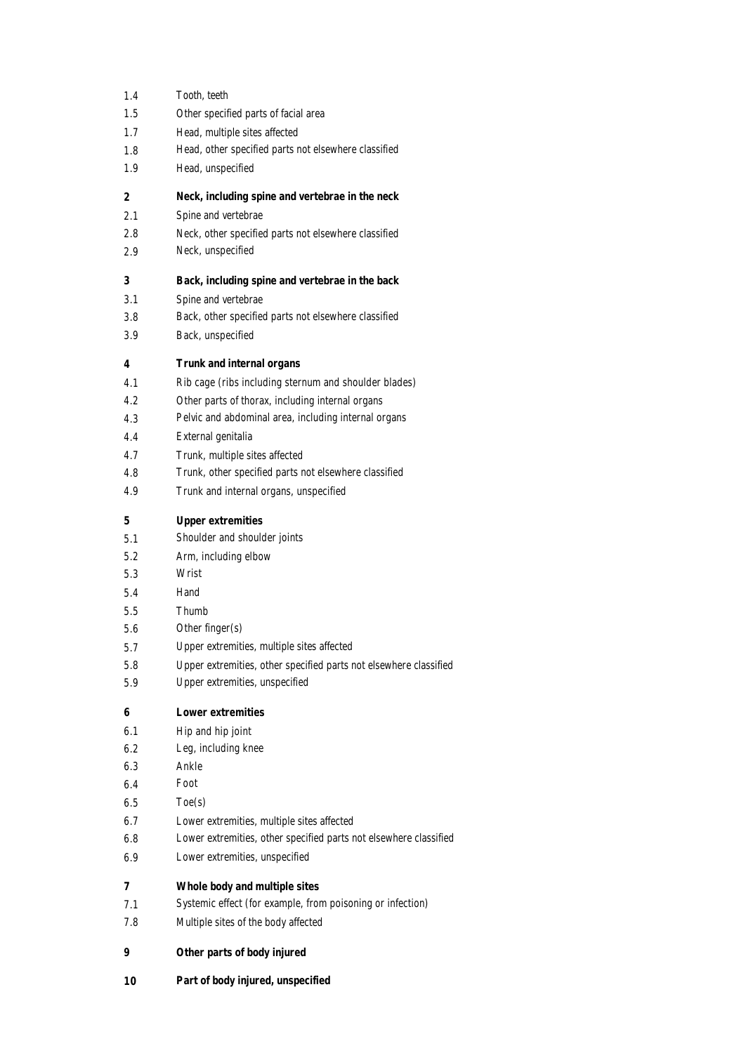| | |
|---|---|
| 1.4 | Tooth, teeth |
| 1.5 | Other specified parts of facial area |
| 1.7 | Head, multiple sites affected |
| 1.8 | Head, other specified parts not elsewhere classified |
| 1.9 | Head, unspecified |
| **2** | **Neck, including spine and vertebrae in the neck** |
| 2.1 | Spine and vertebrae |
| 2.8 | Neck, other specified parts not elsewhere classified |
| 2.9 | Neck, unspecified |
| **3** | **Back, including spine and vertebrae in the back** |
| 3.1 | Spine and vertebrae |
| 3.8 | Back, other specified parts not elsewhere classified |
| 3.9 | Back, unspecified |
| **4** | **Trunk and internal organs** |
| 4.1 | Rib cage (ribs including sternum and shoulder blades) |
| 4.2 | Other parts of thorax, including internal organs |
| 4.3 | Pelvic and abdominal area, including internal organs |
| 4.4 | External genitalia |
| 4.7 | Trunk, multiple sites affected |
| 4.8 | Trunk, other specified parts not elsewhere classified |
| 4.9 | Trunk and internal organs, unspecified |
| **5** | **Upper extremities** |
| 5.1 | Shoulder and shoulder joints |
| 5.2 | Arm, including elbow |
| 5.3 | Wrist |
| 5.4 | Hand |
| 5.5 | Thumb |
| 5.6 | Other finger(s) |
| 5.7 | Upper extremities, multiple sites affected |
| 5.8 | Upper extremities, other specified parts not elsewhere classified |
| 5.9 | Upper extremities, unspecified |
| **6** | **Lower extremities** |
| 6.1 | Hip and hip joint |
| 6.2 | Leg, including knee |
| 6.3 | Ankle |
| 6.4 | Foot |
| 6.5 | Toe(s) |
| 6.7 | Lower extremities, multiple sites affected |
| 6.8 | Lower extremities, other specified parts not elsewhere classified |
| 6.9 | Lower extremities, unspecified |
| **7** | **Whole body and multiple sites** |
| 7.1 | Systemic effect (for example, from poisoning or infection) |
| 7.8 | Multiple sites of the body affected |
| **9** | **Other parts of body injured** |
| **10** | **Part of body injured, unspecified** |